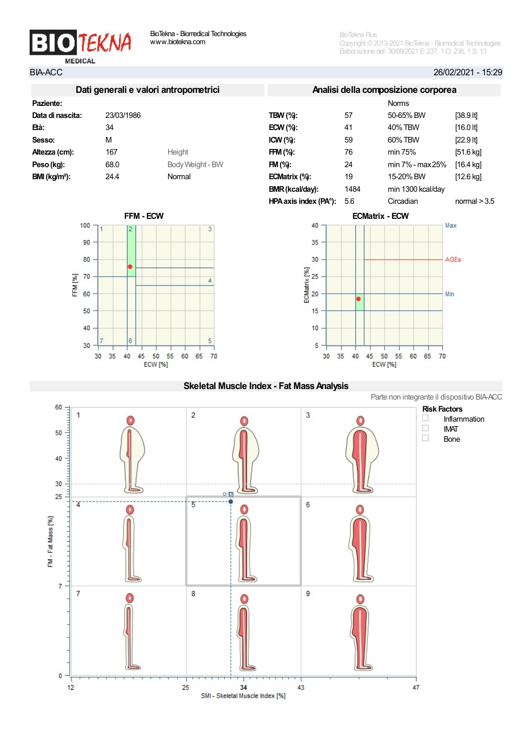BIOTEKNA MEDICAL

BioTekna - Biomedical Technologies
www.biotekna.com

BioTekna Plus
Copyright © 2013-2021 BioTekna - Biomedical Technologies
Elaborazione del: 30/09/2021 E: 237, 1 O: 238, 1 S: 13

BIA-ACC — 26/02/2021 - 15:29

## Dati generali e valori antropometrici

| | | |
|---|---|---|
| **Paziente:** | | |
| **Data di nascita:** | 23/03/1986 | |
| **Età:** | 34 | |
| **Sesso:** | M | |
| **Altezza (cm):** | 167 | Height |
| **Peso (kg):** | 68.0 | Body Weight - BW |
| **BMI (kg/m²):** | 24.4 | Normal |

## Analisi della composizione corporea

| | | Norms | |
|---|---|---|---|
| **TBW (%):** | 57 | 50-65% BW | [38.9 lt] |
| **ECW (%):** | 41 | 40% TBW | [16.0 lt] |
| **ICW (%):** | 59 | 60% TBW | [22.9 lt] |
| **FFM (%):** | 76 | min 75% | [51.6 kg] |
| **FM (%):** | 24 | min 7% - max 25% | [16.4 kg] |
| **ECMatrix (%):** | 19 | 15-20% BW | [12.6 kg] |
| **BMR (kcal/day):** | 1484 | min 1300 kcal/day | |
| **HPA axis index (PA°):** | 5.6 | Circadian | normal > 3.5 |

**FFM - ECW**

**ECMatrix - ECW**

## Skeletal Muscle Index - Fat Mass Analysis

Parte non integrante il dispositivo BIA-ACC

**Risk Factors**

- ☐ Inflammation
- ☐ IMAT
- ☐ Bone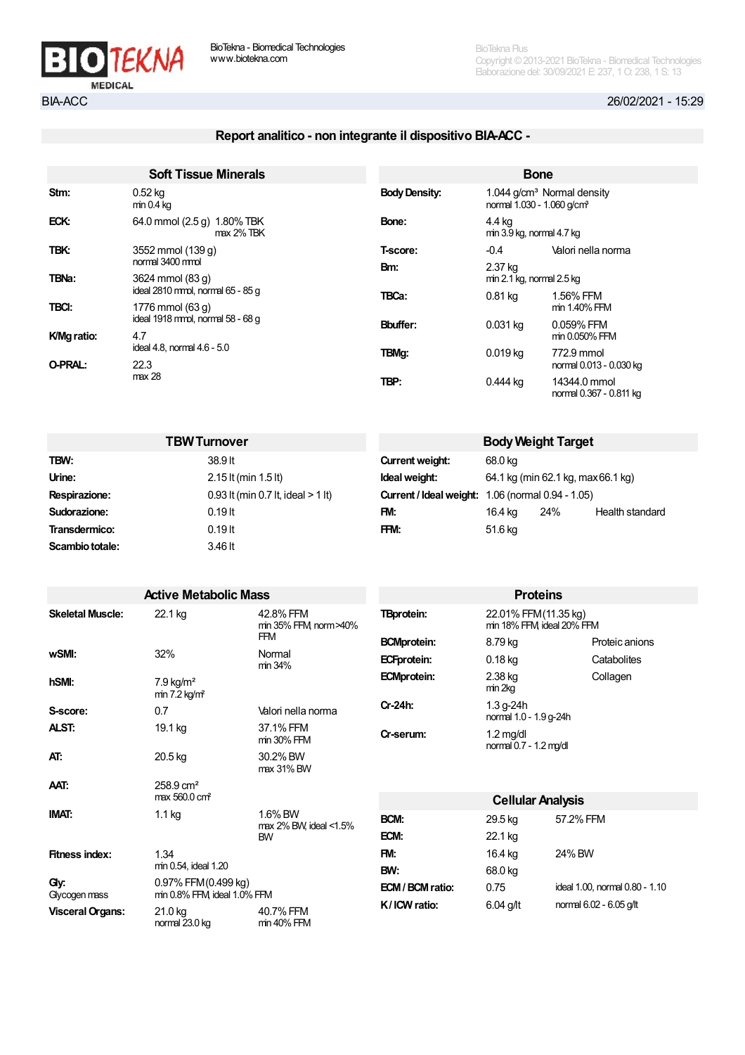BIA-ACC 26/02/2021 - 15:29

## Report analitico - non integrante il dispositivo BIA-ACC -

### Soft Tissue Minerals

| | | |
|---|---|---|
| **Stm:** | 0.52 kg<br>min 0.4 kg | |
| **ECK:** | 64.0 mmol (2.5 g) | 1.80% TBK<br>max 2% TBK |
| **TBK:** | 3552 mmol (139 g)<br>normal 3400 mmol | |
| **TBNa:** | 3624 mmol (83 g)<br>ideal 2810 mmol, normal 65 - 85 g | |
| **TBCl:** | 1776 mmol (63 g)<br>ideal 1918 mmol, normal 58 - 68 g | |
| **K/Mg ratio:** | 4.7<br>ideal 4.8, normal 4.6 - 5.0 | |
| **O-PRAL:** | 22.3<br>max 28 | |

### Bone

| | | |
|---|---|---|
| **Body Density:** | 1.044 g/cm³ Normal density<br>normal 1.030 - 1.060 g/cm³ | |
| **Bone:** | 4.4 kg<br>min 3.9 kg, normal 4.7 kg | |
| **T-score:** | -0.4 | Valori nella norma |
| **Bm:** | 2.37 kg<br>min 2.1 kg, normal 2.5 kg | |
| **TBCa:** | 0.81 kg | 1.56% FFM<br>min 1.40% FFM |
| **Bbuffer:** | 0.031 kg | 0.059% FFM<br>min 0.050% FFM |
| **TBMg:** | 0.019 kg | 772.9 mmol<br>normal 0.013 - 0.030 kg |
| **TBP:** | 0.444 kg | 14344.0 mmol<br>normal 0.367 - 0.811 kg |

### TBW Turnover

| | |
|---|---|
| **TBW:** | 38.9 lt |
| **Urine:** | 2.15 lt (min 1.5 lt) |
| **Respirazione:** | 0.93 lt (min 0.7 lt, ideal > 1 lt) |
| **Sudorazione:** | 0.19 lt |
| **Transdermico:** | 0.19 lt |
| **Scambio totale:** | 3.46 lt |

### Body Weight Target

| | | | |
|---|---|---|---|
| **Current weight:** | 68.0 kg | | |
| **Ideal weight:** | 64.1 kg (min 62.1 kg, max 66.1 kg) | | |
| **Current / Ideal weight:** | 1.06 (normal 0.94 - 1.05) | | |
| **FM:** | 16.4 kg | 24% | Health standard |
| **FFM:** | 51.6 kg | | |

### Active Metabolic Mass

| | | |
|---|---|---|
| **Skeletal Muscle:** | 22.1 kg | 42.8% FFM<br>min 35% FFM, norm >40% FFM |
| **wSMI:** | 32% | Normal<br>min 34% |
| **hSMI:** | 7.9 kg/m²<br>min 7.2 kg/m² | |
| **S-score:** | 0.7 | Valori nella norma |
| **ALST:** | 19.1 kg | 37.1% FFM<br>min 30% FFM |
| **AT:** | 20.5 kg | 30.2% BW<br>max 31% BW |
| **AAT:** | 258.9 cm²<br>max 560.0 cm² | |
| **IMAT:** | 1.1 kg | 1.6% BW<br>max 2% BW, ideal <1.5% BW |
| **Fitness index:** | 1.34<br>min 0.54, ideal 1.20 | |
| **Gly:**<br>Glycogen mass | 0.97% FFM (0.499 kg)<br>min 0.8% FFM, ideal 1.0% FFM | |
| **Visceral Organs:** | 21.0 kg<br>normal 23.0 kg | 40.7% FFM<br>min 40% FFM |

### Proteins

| | | |
|---|---|---|
| **TBprotein:** | 22.01% FFM (11.35 kg)<br>min 18% FFM, ideal 20% FFM | |
| **BCMprotein:** | 8.79 kg | Proteic anions |
| **ECFprotein:** | 0.18 kg | Catabolites |
| **ECMprotein:** | 2.38 kg<br>min 2kg | Collagen |
| **Cr-24h:** | 1.3 g-24h<br>normal 1.0 - 1.9 g-24h | |
| **Cr-serum:** | 1.2 mg/dl<br>normal 0.7 - 1.2 mg/dl | |

### Cellular Analysis

| | | |
|---|---|---|
| **BCM:** | 29.5 kg | 57.2% FFM |
| **ECM:** | 22.1 kg | |
| **FM:** | 16.4 kg | 24% BW |
| **BW:** | 68.0 kg | |
| **ECM / BCM ratio:** | 0.75 | ideal 1.00, normal 0.80 - 1.10 |
| **K / ICW ratio:** | 6.04 g/lt | normal 6.02 - 6.05 g/lt |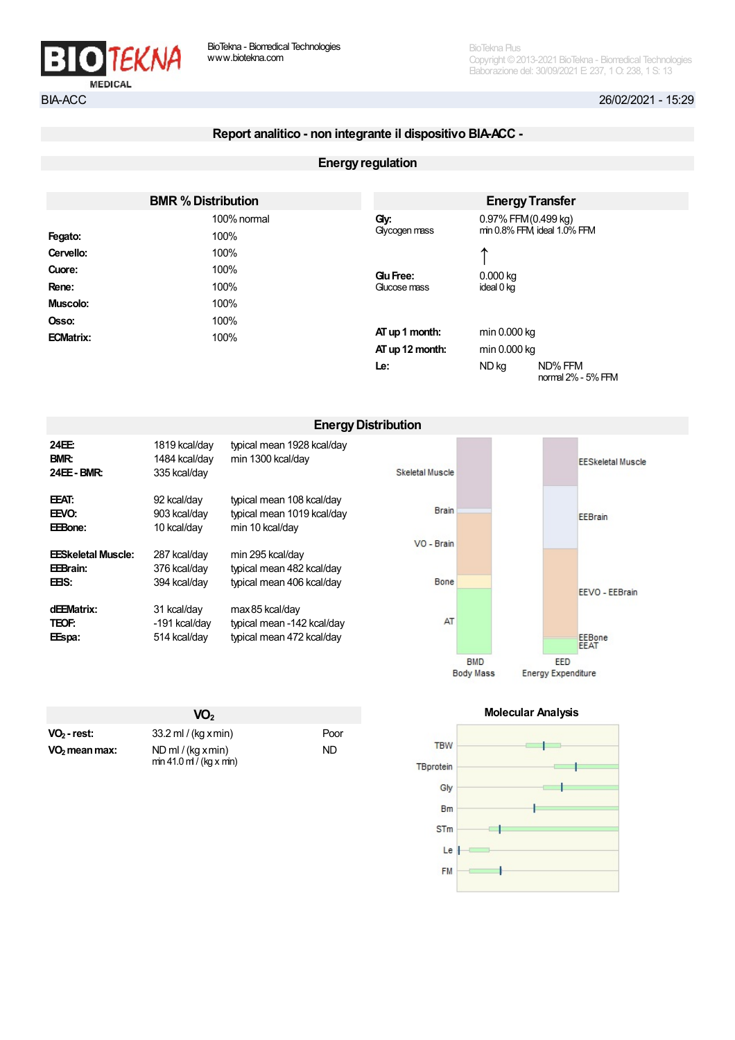BIA-ACC 26/02/2021 - 15:29

## Report analitico - non integrante il dispositivo BIA-ACC -

### Energy regulation

#### BMR % Distribution

| | 100% normal |
|---|---|
| **Fegato:** | 100% |
| **Cervello:** | 100% |
| **Cuore:** | 100% |
| **Rene:** | 100% |
| **Muscolo:** | 100% |
| **Osso:** | 100% |
| **ECMatrix:** | 100% |

#### Energy Transfer

| | | |
|---|---|---|
| **Gly:** Glycogen mass | 0.97% FFM (0.499 kg) min 0.8% FFM, ideal 1.0% FFM | |
| | ↑ | |
| **Glu Free:** Glucose mass | 0.000 kg ideal 0 kg | |
| **AT up 1 month:** | min 0.000 kg | |
| **AT up 12 month:** | min 0.000 kg | |
| **Le:** | ND kg | ND% FFM normal 2% - 5% FFM |

### Energy Distribution

| | | |
|---|---|---|
| **24EE:** | 1819 kcal/day | typical mean 1928 kcal/day |
| **BMR:** | 1484 kcal/day | min 1300 kcal/day |
| **24EE - BMR:** | 335 kcal/day | |
| **EEAT:** | 92 kcal/day | typical mean 108 kcal/day |
| **EEVO:** | 903 kcal/day | typical mean 1019 kcal/day |
| **EEBone:** | 10 kcal/day | min 10 kcal/day |
| **EESkeletal Muscle:** | 287 kcal/day | min 295 kcal/day |
| **EEBrain:** | 376 kcal/day | typical mean 482 kcal/day |
| **EEIS:** | 394 kcal/day | typical mean 406 kcal/day |
| **dEEMatrix:** | 31 kcal/day | max 85 kcal/day |
| **TEOF:** | -191 kcal/day | typical mean -142 kcal/day |
| **EEspa:** | 514 kcal/day | typical mean 472 kcal/day |

Skeletal Muscle, Brain, VO - Brain, Bone, AT — BMD Body Mass

EESkeletal Muscle, EEBrain, EEVO - EEBrain, EEBone, EEAT — EED Energy Expenditure

#### $VO_2$

| | | |
|---|---|---|
| **$VO_2$ - rest:** | 33.2 ml / (kg x min) | Poor |
| **$VO_2$ mean max:** | ND ml / (kg x min) min 41.0 ml / (kg x min) | ND |

#### Molecular Analysis

TBW, TBprotein, Gly, Bm, STm, Le, FM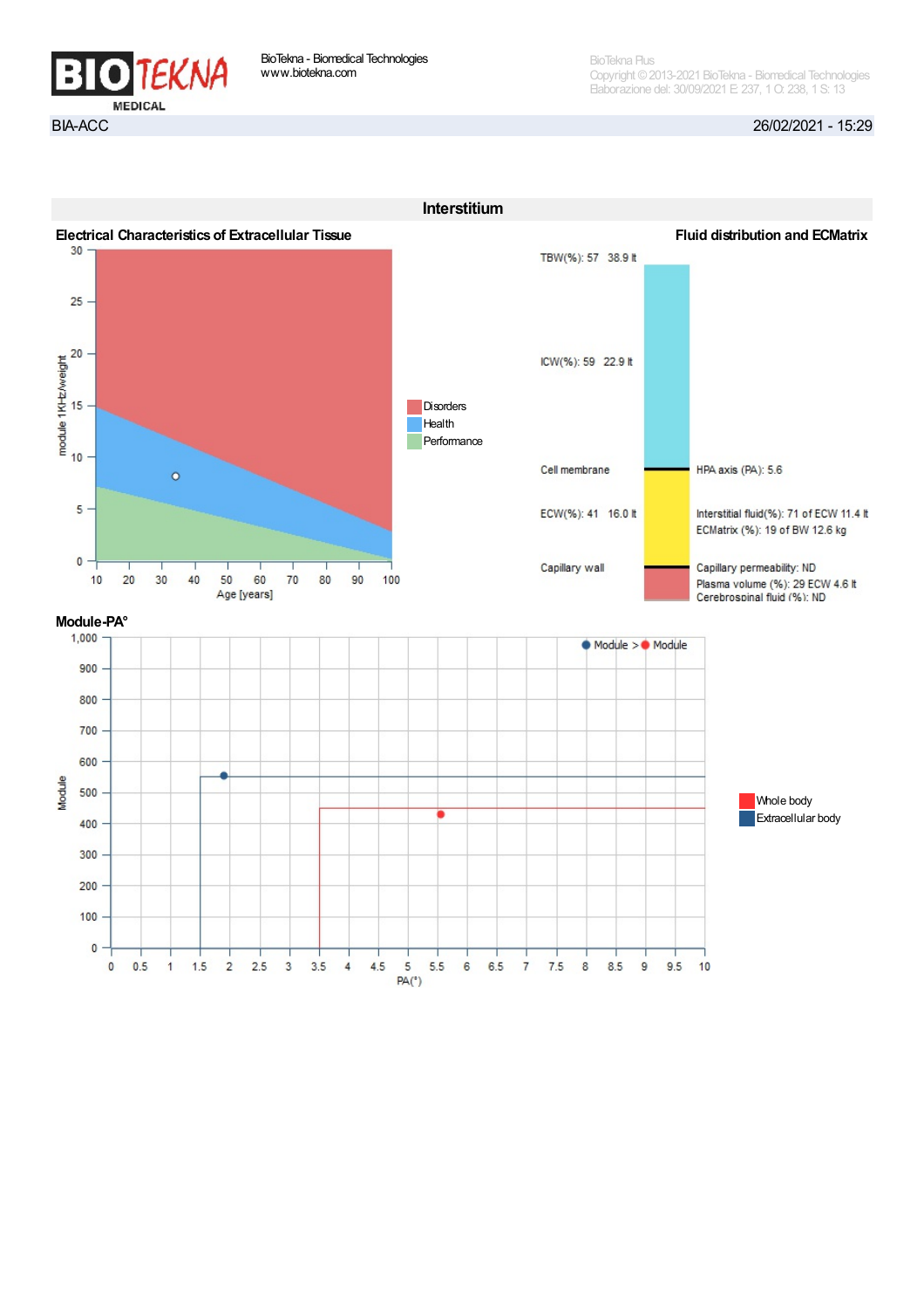BioTekna - Biomedical Technologies
www.biotekna.com

BioTekna Plus
Copyright © 2013-2021 BioTekna - Biomedical Technologies
Elaborazione del: 30/09/2021 E: 237, 1 O: 238, 1 S: 13

BIA-ACC 26/02/2021 - 15:29

## Interstitium

### Electrical Characteristics of Extracellular Tissue

module 1KHz/weight

Age [years]

Disorders
Health
Performance

### Fluid distribution and ECMatrix

TBW(%): 57 38.9 lt

ICW(%): 59 22.9 lt

Cell membrane

ECW(%): 41 16.0 lt

Capillary wall

HPA axis (PA): 5.6

Interstitial fluid(%): 71 of ECW 11.4 lt
ECMatrix (%): 19 of BW 12.6 kg

Capillary permeability: ND
Plasma volume (%): 29 ECW 4.6 lt
Cerebrospinal fluid (%): ND

### Module-PA°

Module > Module

Module

PA(°)

Whole body
Extracellular body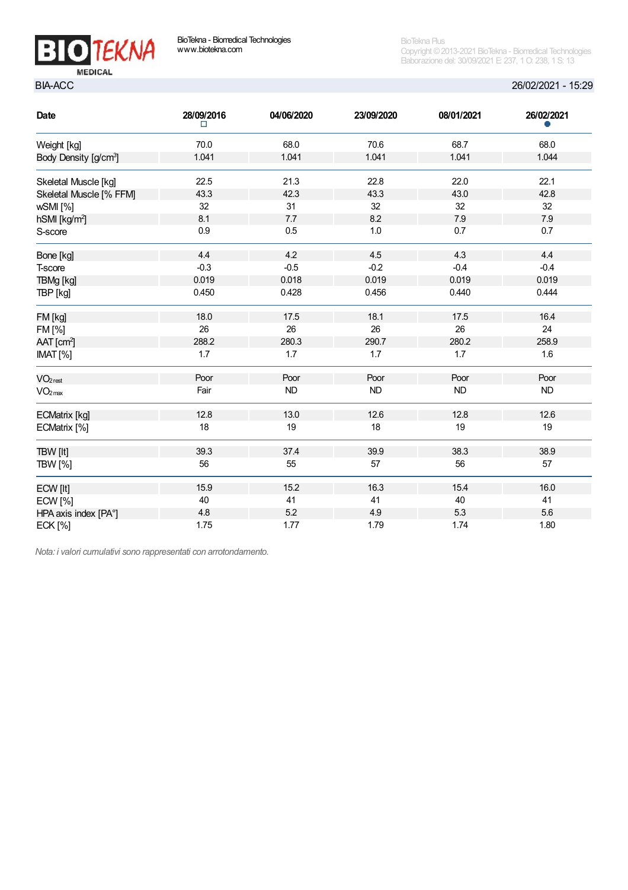BioTekna - Biomedical Technologies
www.biotekna.com

BioTekna Plus
Copyright © 2013-2021 BioTekna - Biomedical Technologies
Elaborazione del: 30/09/2021 E: 237, 1 O: 238, 1 S: 13

BIA-ACC 26/02/2021 - 15:29

| Date | 28/09/2016 | 04/06/2020 | 23/09/2020 | 08/01/2021 | 26/02/2021 |
|---|---|---|---|---|---|
| Weight [kg] | 70.0 | 68.0 | 70.6 | 68.7 | 68.0 |
| Body Density [g/cm$^3$] | 1.041 | 1.041 | 1.041 | 1.041 | 1.044 |
| Skeletal Muscle [kg] | 22.5 | 21.3 | 22.8 | 22.0 | 22.1 |
| Skeletal Muscle [% FFM] | 43.3 | 42.3 | 43.3 | 43.0 | 42.8 |
| wSMI [%] | 32 | 31 | 32 | 32 | 32 |
| hSMI [kg/m$^2$] | 8.1 | 7.7 | 8.2 | 7.9 | 7.9 |
| S-score | 0.9 | 0.5 | 1.0 | 0.7 | 0.7 |
| Bone [kg] | 4.4 | 4.2 | 4.5 | 4.3 | 4.4 |
| T-score | -0.3 | -0.5 | -0.2 | -0.4 | -0.4 |
| TBMg [kg] | 0.019 | 0.018 | 0.019 | 0.019 | 0.019 |
| TBP [kg] | 0.450 | 0.428 | 0.456 | 0.440 | 0.444 |
| FM [kg] | 18.0 | 17.5 | 18.1 | 17.5 | 16.4 |
| FM [%] | 26 | 26 | 26 | 26 | 24 |
| AAT [cm$^2$] | 288.2 | 280.3 | 290.7 | 280.2 | 258.9 |
| IMAT [%] | 1.7 | 1.7 | 1.7 | 1.7 | 1.6 |
| $VO_{2rest}$ | Poor | Poor | Poor | Poor | Poor |
| $VO_{2max}$ | Fair | ND | ND | ND | ND |
| ECMatrix [kg] | 12.8 | 13.0 | 12.6 | 12.8 | 12.6 |
| ECMatrix [%] | 18 | 19 | 18 | 19 | 19 |
| TBW [lt] | 39.3 | 37.4 | 39.9 | 38.3 | 38.9 |
| TBW [%] | 56 | 55 | 57 | 56 | 57 |
| ECW [lt] | 15.9 | 15.2 | 16.3 | 15.4 | 16.0 |
| ECW [%] | 40 | 41 | 41 | 40 | 41 |
| HPA axis index [PA°] | 4.8 | 5.2 | 4.9 | 5.3 | 5.6 |
| ECK [%] | 1.75 | 1.77 | 1.79 | 1.74 | 1.80 |

*Nota: i valori cumulativi sono rappresentati con arrotondamento.*